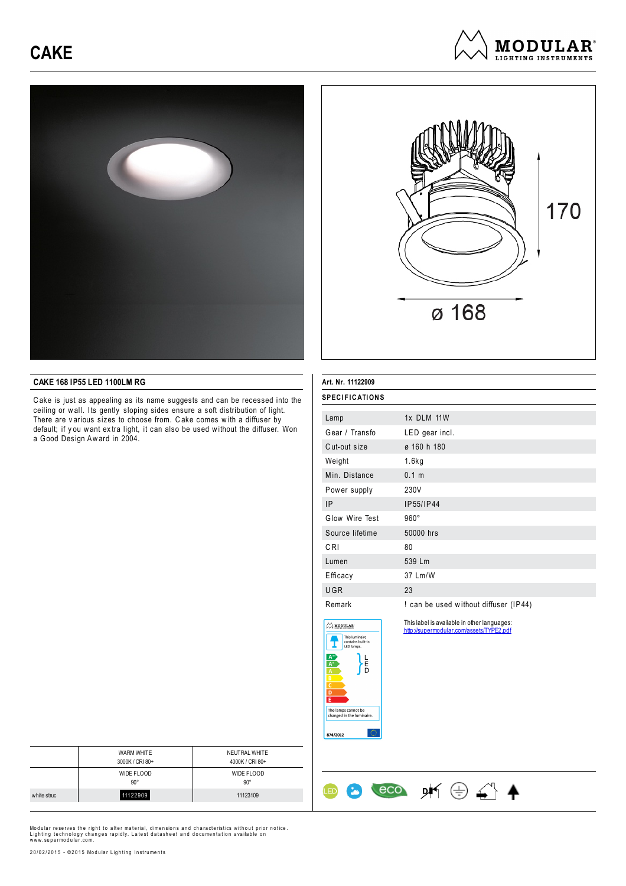# CAKE

MODULAR LIGHTING INSTRUMENTS

170

ø 168

## CAKE 168 IP55 LED 1100LM RG

Cake is just as appealing as its name suggests and can be recessed into the ceiling or wall. Its gently sloping sides ensure a soft distribution of light. There are various sizes to choose from. Cake comes with a diffuser by default; if you want extra light, it can also be used without the diffuser. Won a Good Design Award in 2004.

**Art. Nr. 11122909**

### SPECIFICATIONS

| | |
|---|---|
| Lamp | 1x DLM 11W |
| Gear / Transfo | LED gear incl. |
| Cut-out size | ø 160 h 180 |
| Weight | 1.6kg |
| Min. Distance | 0.1 m |
| Power supply | 230V |
| IP | IP55/IP44 |
| Glow Wire Test | 960° |
| Source lifetime | 50000 hrs |
| CRI | 80 |
| Lumen | 539 Lm |
| Efficacy | 37 Lm/W |
| UGR | 23 |
| Remark | ! can be used without diffuser (IP44) |

This luminaire contains built-in LED lamps.

A++ A+ A B C D E — LED

The lamps cannot be changed in the luminaire.

874/2012

This label is available in other languages:
http://supermodular.com/assets/TYPE2.pdf

| | WARM WHITE 3000K / CRI 80+ | NEUTRAL WHITE 4000K / CRI 80+ |
|---|---|---|
| | WIDE FLOOD 90° | WIDE FLOOD 90° |
| white struc | 11122909 | 11123109 |

Modular reserves the right to alter material, dimensions and characteristics without prior notice. Lighting technology changes rapidly. Latest datasheet and documentation available on www.supermodular.com.

20/02/2015 - ©2015 Modular Lighting Instruments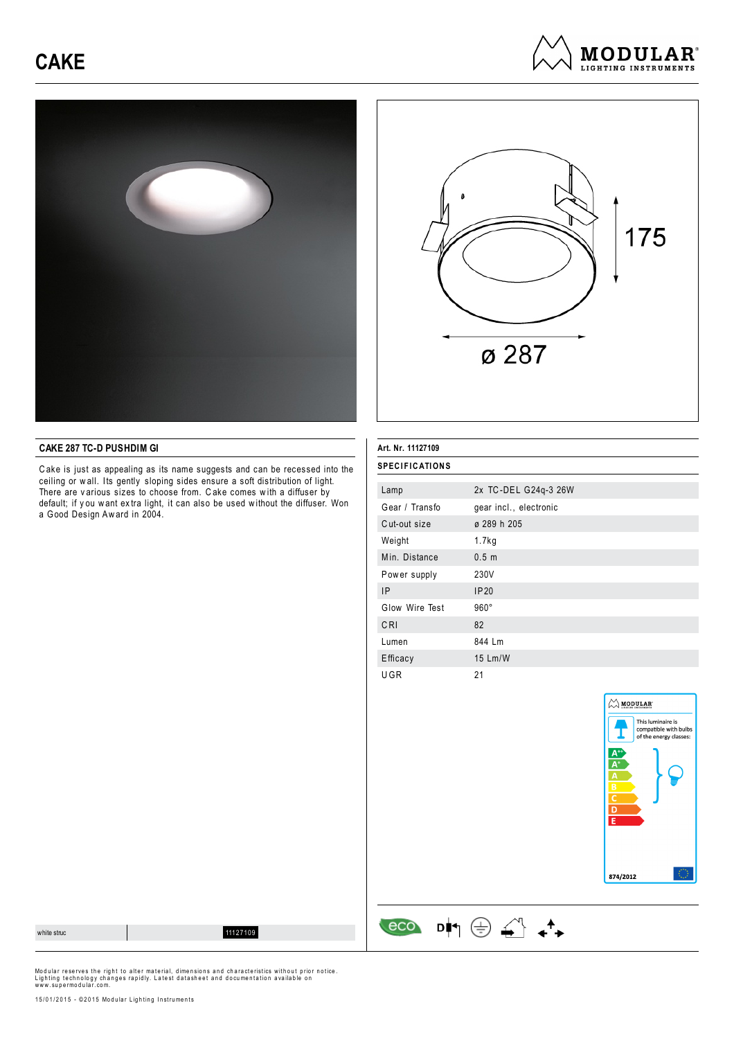# CAKE

## CAKE 287 TC-D PUSHDIM GI

Cake is just as appealing as its name suggests and can be recessed into the ceiling or wall. Its gently sloping sides ensure a soft distribution of light. There are various sizes to choose from. Cake comes with a diffuser by default; if you want extra light, it can also be used without the diffuser. Won a Good Design Award in 2004.

175

ø 287

**Art. Nr. 11127109**

### SPECIFICATIONS

| | |
|---|---|
| Lamp | 2x TC-DEL G24q-3 26W |
| Gear / Transfo | gear incl., electronic |
| Cut-out size | ø 289 h 205 |
| Weight | 1.7kg |
| Min. Distance | 0.5 m |
| Power supply | 230V |
| IP | IP20 |
| Glow Wire Test | 960° |
| CRI | 82 |
| Lumen | 844 Lm |
| Efficacy | 15 Lm/W |
| UGR | 21 |

This luminaire is compatible with bulbs of the energy classes:

A++ A+ A B C D E

874/2012

| | |
|---|---|
| white struc | 11127109 |

Modular reserves the right to alter material, dimensions and characteristics without prior notice.
Lighting technology changes rapidly. Latest datasheet and documentation available on www.supermodular.com.

15/01/2015 - ©2015 Modular Lighting Instruments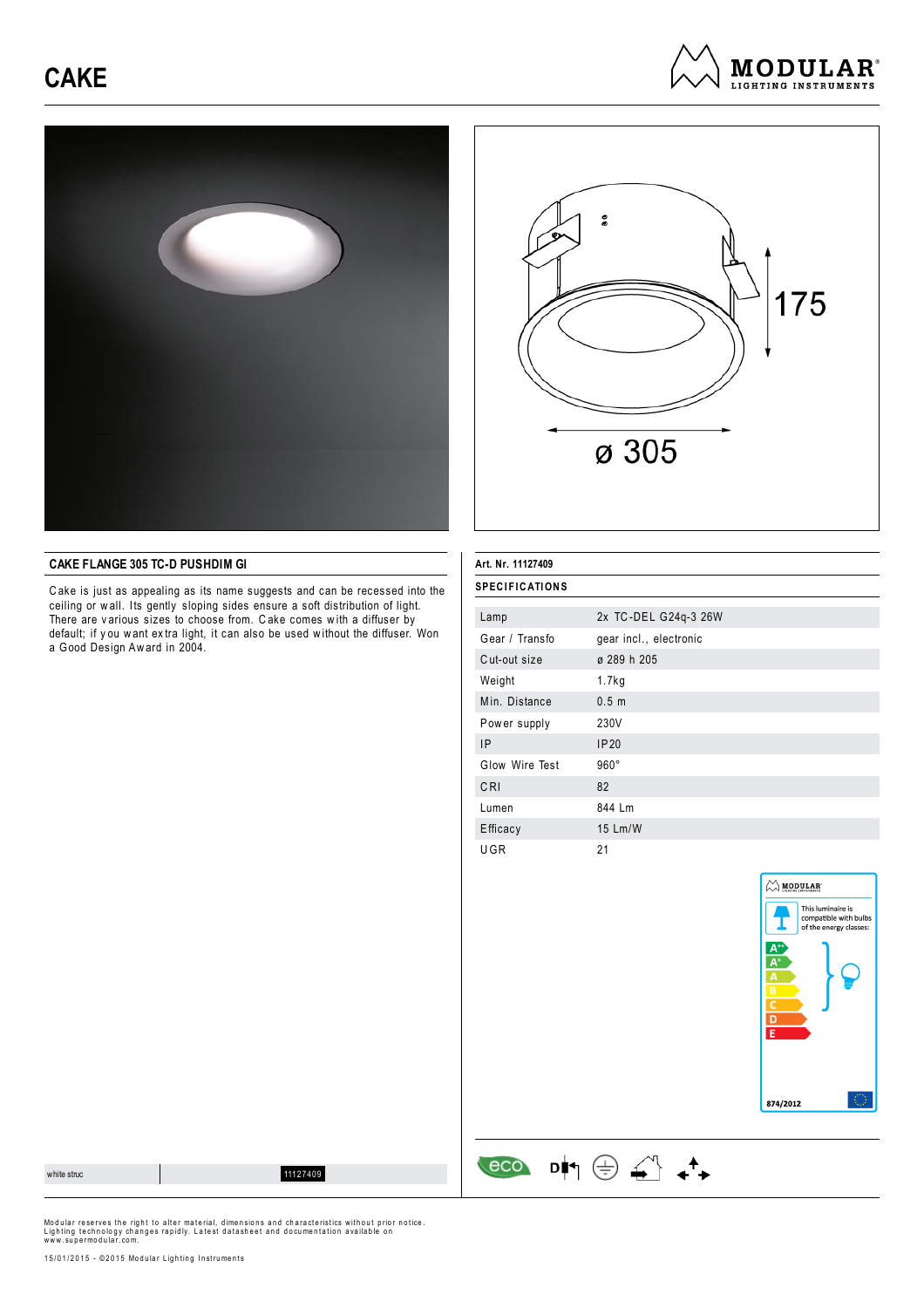# CAKE

MODULAR
LIGHTING INSTRUMENTS

175

ø 305

## CAKE FLANGE 305 TC-D PUSHDIM GI

Cake is just as appealing as its name suggests and can be recessed into the ceiling or wall. Its gently sloping sides ensure a soft distribution of light. There are various sizes to choose from. Cake comes with a diffuser by default; if you want extra light, it can also be used without the diffuser. Won a Good Design Award in 2004.

**Art. Nr. 11127409**

**SPECIFICATIONS**

| | |
|---|---|
| Lamp | 2x TC-DEL G24q-3 26W |
| Gear / Transfo | gear incl., electronic |
| Cut-out size | ø 289 h 205 |
| Weight | 1.7kg |
| Min. Distance | 0.5 m |
| Power supply | 230V |
| IP | IP20 |
| Glow Wire Test | 960° |
| CRI | 82 |
| Lumen | 844 Lm |
| Efficacy | 15 Lm/W |
| UGR | 21 |

MODULAR

This luminaire is compatible with bulbs of the energy classes:

A++
A+
A
B
C
D
E

874/2012

| | |
|---|---|
| white struc | 11127409 |

eco

Modular reserves the right to alter material, dimensions and characteristics without prior notice. Lighting technology changes rapidly. Latest datasheet and documentation available on www.supermodular.com.

15/01/2015 - ©2015 Modular Lighting Instruments